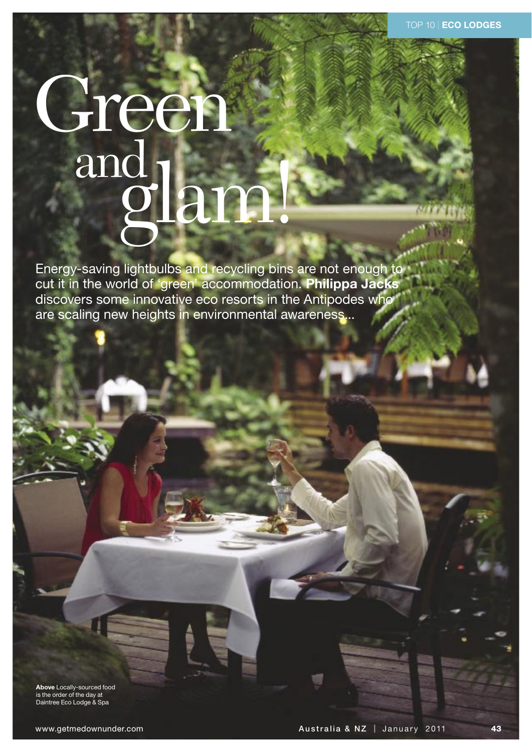# Green and glam!

Energy-saving lightbulbs and recycling bins are not enough to cut it in the world of 'green' accommodation. **Philippa Jacks** discovers some innovative eco resorts in the Antipodes who are scaling new heights in environmental awareness...

**Above** Locally-sourced food is the order of the day at Daintree Eco Lodge & Spa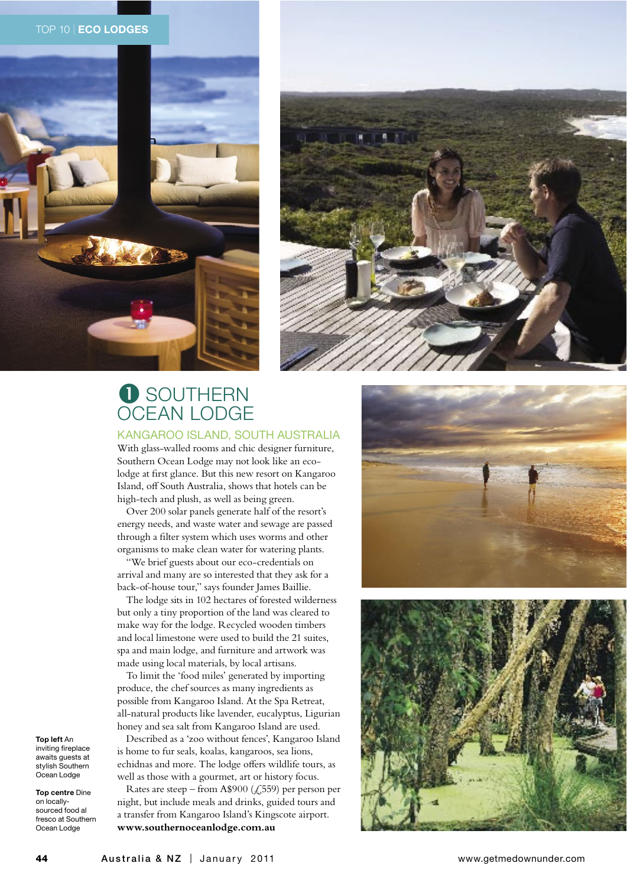TOP 10 | **ECO LODGES**

# ❶ SOUTHERN OCEAN LODGE

## KANGAROO ISLAND, SOUTH AUSTRALIA

With glass-walled rooms and chic designer furniture, Southern Ocean Lodge may not look like an eco-lodge at first glance. But this new resort on Kangaroo Island, off South Australia, shows that hotels can be high-tech and plush, as well as being green.

Over 200 solar panels generate half of the resort's energy needs, and waste water and sewage are passed through a filter system which uses worms and other organisms to make clean water for watering plants.

"We brief guests about our eco-credentials on arrival and many are so interested that they ask for a back-of-house tour," says founder James Baillie.

The lodge sits in 102 hectares of forested wilderness but only a tiny proportion of the land was cleared to make way for the lodge. Recycled wooden timbers and local limestone were used to build the 21 suites, spa and main lodge, and furniture and artwork was made using local materials, by local artisans.

To limit the 'food miles' generated by importing produce, the chef sources as many ingredients as possible from Kangaroo Island. At the Spa Retreat, all-natural products like lavender, eucalyptus, Ligurian honey and sea salt from Kangaroo Island are used.

Described as a 'zoo without fences', Kangaroo Island is home to fur seals, koalas, kangaroos, sea lions, echidnas and more. The lodge offers wildlife tours, as well as those with a gourmet, art or history focus.

Rates are steep – from A$900 (£559) per person per night, but include meals and drinks, guided tours and a transfer from Kangaroo Island's Kingscote airport.

**www.southernoceanlodge.com.au**

**Top left** An inviting fireplace awaits guests at stylish Southern Ocean Lodge

**Top centre** Dine on locally-sourced food al fresco at Southern Ocean Lodge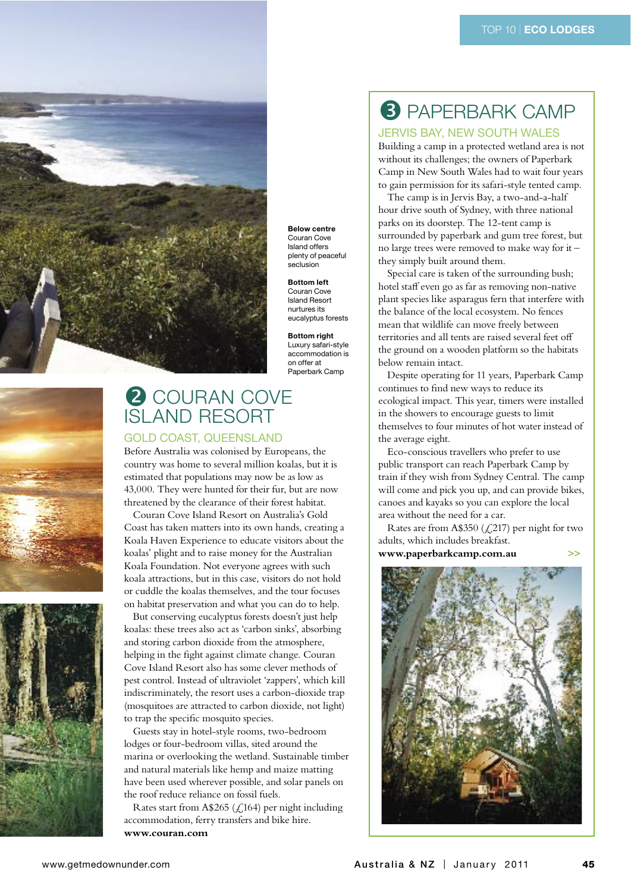Below centre
Couran Cove Island offers plenty of peaceful seclusion

Bottom left
Couran Cove Island Resort nurtures its eucalyptus forests

Bottom right
Luxury safari-style accommodation is on offer at Paperbark Camp

## 2 COURAN COVE ISLAND RESORT

### GOLD COAST, QUEENSLAND

Before Australia was colonised by Europeans, the country was home to several million koalas, but it is estimated that populations may now be as low as 43,000. They were hunted for their fur, but are now threatened by the clearance of their forest habitat.

Couran Cove Island Resort on Australia's Gold Coast has taken matters into its own hands, creating a Koala Haven Experience to educate visitors about the koalas' plight and to raise money for the Australian Koala Foundation. Not everyone agrees with such koala attractions, but in this case, visitors do not hold or cuddle the koalas themselves, and the tour focuses on habitat preservation and what you can do to help.

But conserving eucalyptus forests doesn't just help koalas: these trees also act as 'carbon sinks', absorbing and storing carbon dioxide from the atmosphere, helping in the fight against climate change. Couran Cove Island Resort also has some clever methods of pest control. Instead of ultraviolet 'zappers', which kill indiscriminately, the resort uses a carbon-dioxide trap (mosquitoes are attracted to carbon dioxide, not light) to trap the specific mosquito species.

Guests stay in hotel-style rooms, two-bedroom lodges or four-bedroom villas, sited around the marina or overlooking the wetland. Sustainable timber and natural materials like hemp and maize matting have been used wherever possible, and solar panels on the roof reduce reliance on fossil fuels.

Rates start from A$265 (£164) per night including accommodation, ferry transfers and bike hire.

**www.couran.com**

## 3 PAPERBARK CAMP

### JERVIS BAY, NEW SOUTH WALES

Building a camp in a protected wetland area is not without its challenges; the owners of Paperbark Camp in New South Wales had to wait four years to gain permission for its safari-style tented camp.

The camp is in Jervis Bay, a two-and-a-half hour drive south of Sydney, with three national parks on its doorstep. The 12-tent camp is surrounded by paperbark and gum tree forest, but no large trees were removed to make way for it – they simply built around them.

Special care is taken of the surrounding bush; hotel staff even go as far as removing non-native plant species like asparagus fern that interfere with the balance of the local ecosystem. No fences mean that wildlife can move freely between territories and all tents are raised several feet off the ground on a wooden platform so the habitats below remain intact.

Despite operating for 11 years, Paperbark Camp continues to find new ways to reduce its ecological impact. This year, timers were installed in the showers to encourage guests to limit themselves to four minutes of hot water instead of the average eight.

Eco-conscious travellers who prefer to use public transport can reach Paperbark Camp by train if they wish from Sydney Central. The camp will come and pick you up, and can provide bikes, canoes and kayaks so you can explore the local area without the need for a car.

Rates are from A$350 (£217) per night for two adults, which includes breakfast.

**www.paperbarkcamp.com.au** >>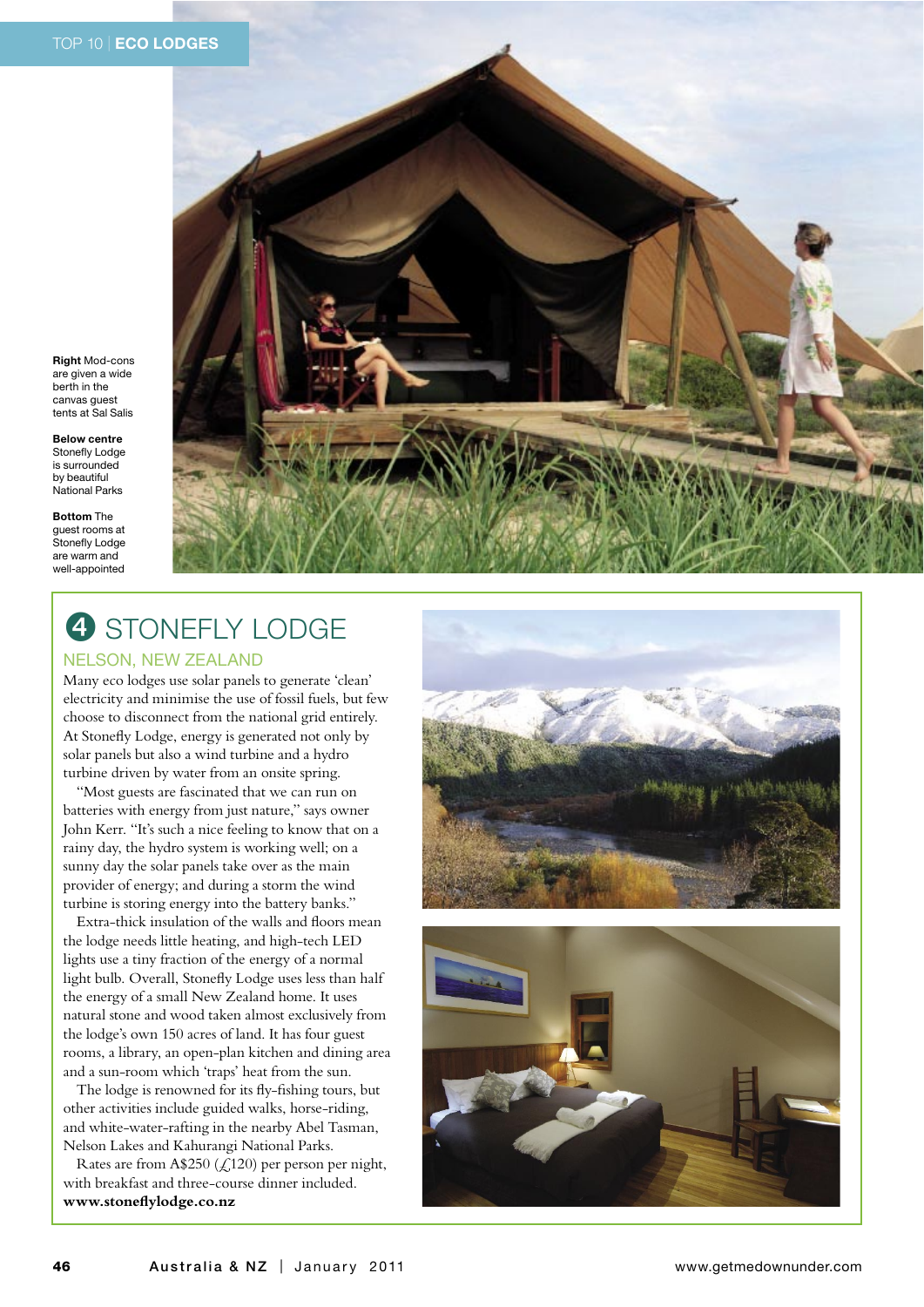**Right** Mod-cons are given a wide berth in the canvas guest tents at Sal Salis

**Below centre** Stonefly Lodge is surrounded by beautiful National Parks

**Bottom** The guest rooms at Stonefly Lodge are warm and well-appointed

## 4 STONEFLY LODGE

### NELSON, NEW ZEALAND

Many eco lodges use solar panels to generate 'clean' electricity and minimise the use of fossil fuels, but few choose to disconnect from the national grid entirely. At Stonefly Lodge, energy is generated not only by solar panels but also a wind turbine and a hydro turbine driven by water from an onsite spring.

"Most guests are fascinated that we can run on batteries with energy from just nature," says owner John Kerr. "It's such a nice feeling to know that on a rainy day, the hydro system is working well; on a sunny day the solar panels take over as the main provider of energy; and during a storm the wind turbine is storing energy into the battery banks."

Extra-thick insulation of the walls and floors mean the lodge needs little heating, and high-tech LED lights use a tiny fraction of the energy of a normal light bulb. Overall, Stonefly Lodge uses less than half the energy of a small New Zealand home. It uses natural stone and wood taken almost exclusively from the lodge's own 150 acres of land. It has four guest rooms, a library, an open-plan kitchen and dining area and a sun-room which 'traps' heat from the sun.

The lodge is renowned for its fly-fishing tours, but other activities include guided walks, horse-riding, and white-water-rafting in the nearby Abel Tasman, Nelson Lakes and Kahurangi National Parks.

Rates are from A$250 (£120) per person per night, with breakfast and three-course dinner included.
**www.stoneflylodge.co.nz**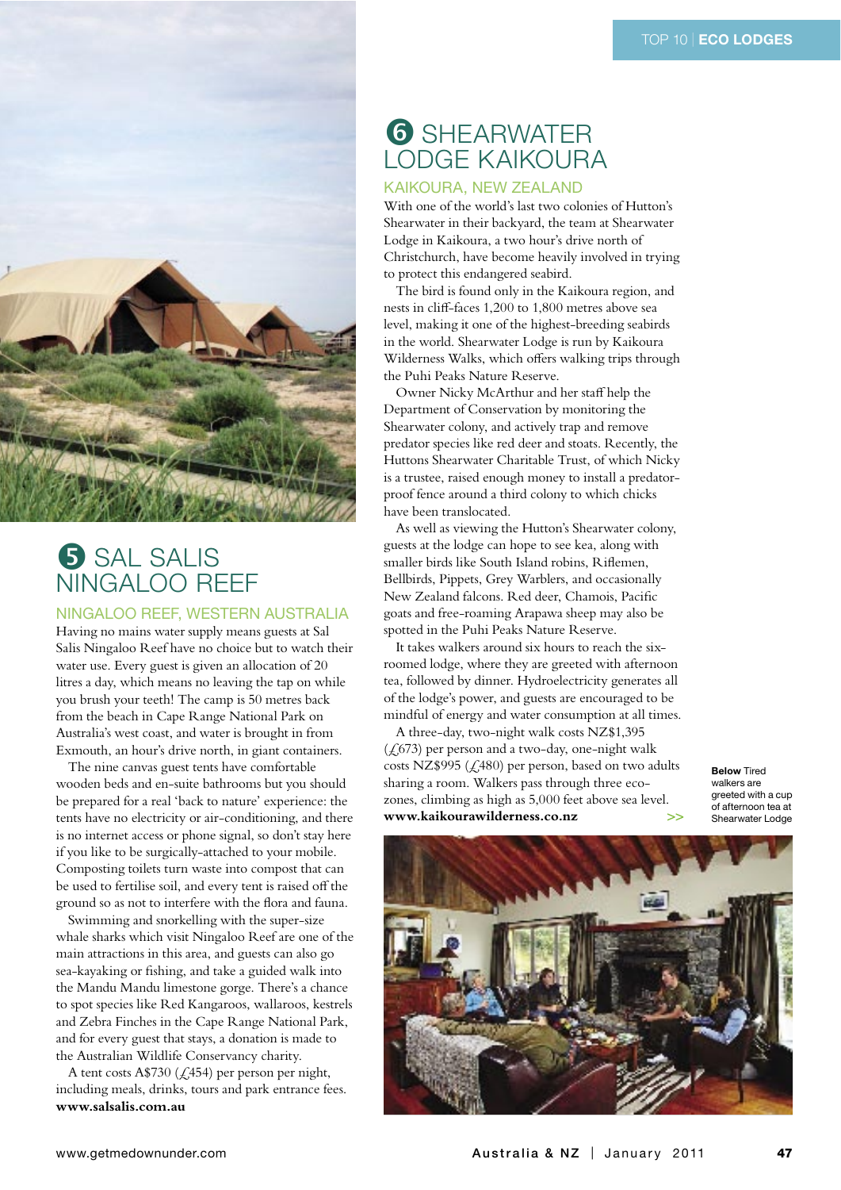# 5 SAL SALIS NINGALOO REEF

## NINGALOO REEF, WESTERN AUSTRALIA

Having no mains water supply means guests at Sal Salis Ningaloo Reef have no choice but to watch their water use. Every guest is given an allocation of 20 litres a day, which means no leaving the tap on while you brush your teeth! The camp is 50 metres back from the beach in Cape Range National Park on Australia's west coast, and water is brought in from Exmouth, an hour's drive north, in giant containers.

The nine canvas guest tents have comfortable wooden beds and en-suite bathrooms but you should be prepared for a real 'back to nature' experience: the tents have no electricity or air-conditioning, and there is no internet access or phone signal, so don't stay here if you like to be surgically-attached to your mobile. Composting toilets turn waste into compost that can be used to fertilise soil, and every tent is raised off the ground so as not to interfere with the flora and fauna.

Swimming and snorkelling with the super-size whale sharks which visit Ningaloo Reef are one of the main attractions in this area, and guests can also go sea-kayaking or fishing, and take a guided walk into the Mandu Mandu limestone gorge. There's a chance to spot species like Red Kangaroos, wallaroos, kestrels and Zebra Finches in the Cape Range National Park, and for every guest that stays, a donation is made to the Australian Wildlife Conservancy charity.

A tent costs A$730 (£454) per person per night, including meals, drinks, tours and park entrance fees.
**www.salsalis.com.au**

# 6 SHEARWATER LODGE KAIKOURA

## KAIKOURA, NEW ZEALAND

With one of the world's last two colonies of Hutton's Shearwater in their backyard, the team at Shearwater Lodge in Kaikoura, a two hour's drive north of Christchurch, have become heavily involved in trying to protect this endangered seabird.

The bird is found only in the Kaikoura region, and nests in cliff-faces 1,200 to 1,800 metres above sea level, making it one of the highest-breeding seabirds in the world. Shearwater Lodge is run by Kaikoura Wilderness Walks, which offers walking trips through the Puhi Peaks Nature Reserve.

Owner Nicky McArthur and her staff help the Department of Conservation by monitoring the Shearwater colony, and actively trap and remove predator species like red deer and stoats. Recently, the Huttons Shearwater Charitable Trust, of which Nicky is a trustee, raised enough money to install a predator-proof fence around a third colony to which chicks have been translocated.

As well as viewing the Hutton's Shearwater colony, guests at the lodge can hope to see kea, along with smaller birds like South Island robins, Riflemen, Bellbirds, Pippets, Grey Warblers, and occasionally New Zealand falcons. Red deer, Chamois, Pacific goats and free-roaming Arapawa sheep may also be spotted in the Puhi Peaks Nature Reserve.

It takes walkers around six hours to reach the six-roomed lodge, where they are greeted with afternoon tea, followed by dinner. Hydroelectricity generates all of the lodge's power, and guests are encouraged to be mindful of energy and water consumption at all times.

A three-day, two-night walk costs NZ$1,395 (£673) per person and a two-day, one-night walk costs NZ$995 (£480) per person, based on two adults sharing a room. Walkers pass through three eco-zones, climbing as high as 5,000 feet above sea level.
**www.kaikourawilderness.co.nz** >>

**Below** Tired walkers are greeted with a cup of afternoon tea at Shearwater Lodge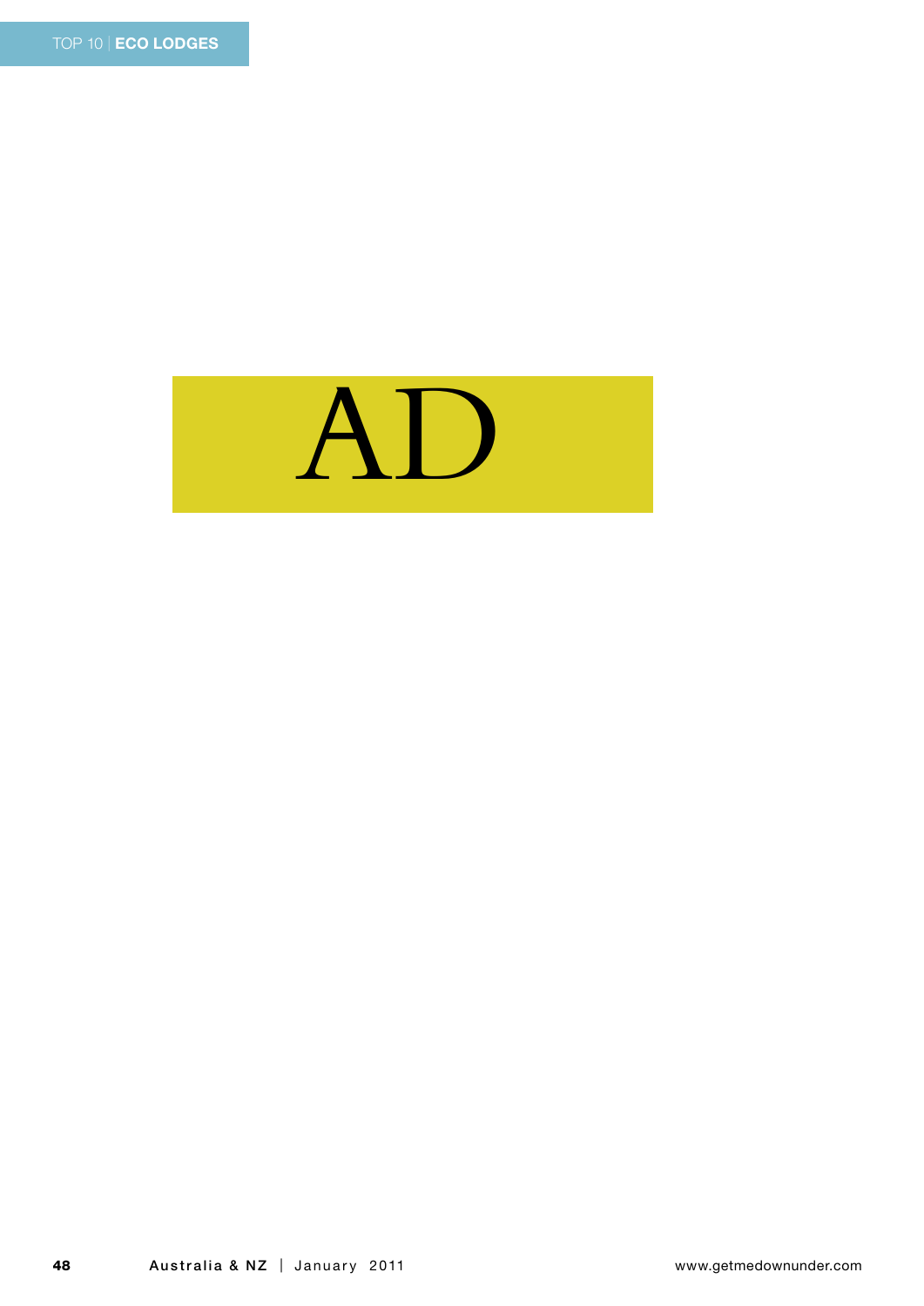AD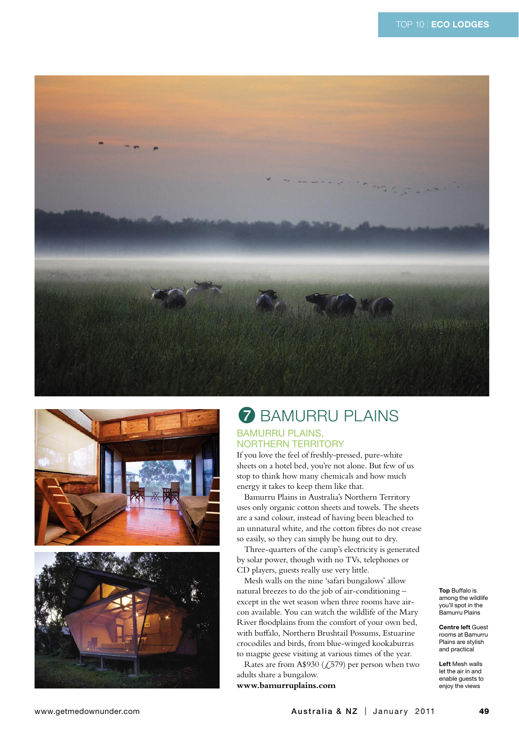# 7 BAMURRU PLAINS

## BAMURRU PLAINS, NORTHERN TERRITORY

If you love the feel of freshly-pressed, pure-white sheets on a hotel bed, you're not alone. But few of us stop to think how many chemicals and how much energy it takes to keep them like that.

Bamurru Plains in Australia's Northern Territory uses only organic cotton sheets and towels. The sheets are a sand colour, instead of having been bleached to an unnatural white, and the cotton fibres do not crease so easily, so they can simply be hung out to dry.

Three-quarters of the camp's electricity is generated by solar power, though with no TVs, telephones or CD players, guests really use very little.

Mesh walls on the nine 'safari bungalows' allow natural breezes to do the job of air-conditioning – except in the wet season when three rooms have air-con available. You can watch the wildlife of the Mary River floodplains from the comfort of your own bed, with buffalo, Northern Brushtail Possums, Estuarine crocodiles and birds, from blue-winged kookaburras to magpie geese visiting at various times of the year.

Rates are from A$930 (£579) per person when two adults share a bungalow.

**www.bamurruplains.com**

**Top** Buffalo is among the wildlife you'll spot in the Bamurru Plains

**Centre left** Guest rooms at Bamurru Plains are stylish and practical

**Left** Mesh walls let the air in and enable guests to enjoy the views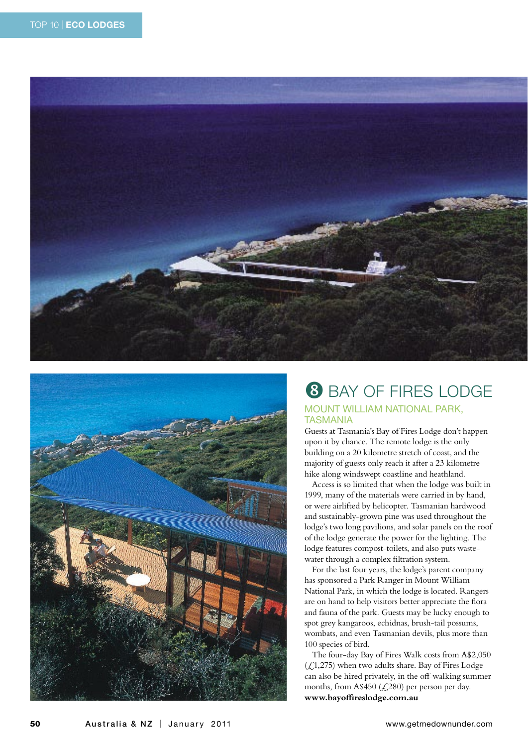## 8 BAY OF FIRES LODGE

### MOUNT WILLIAM NATIONAL PARK, TASMANIA

Guests at Tasmania's Bay of Fires Lodge don't happen upon it by chance. The remote lodge is the only building on a 20 kilometre stretch of coast, and the majority of guests only reach it after a 23 kilometre hike along windswept coastline and heathland.

Access is so limited that when the lodge was built in 1999, many of the materials were carried in by hand, or were airlifted by helicopter. Tasmanian hardwood and sustainably-grown pine was used throughout the lodge's two long pavilions, and solar panels on the roof of the lodge generate the power for the lighting. The lodge features compost-toilets, and also puts waste-water through a complex filtration system.

For the last four years, the lodge's parent company has sponsored a Park Ranger in Mount William National Park, in which the lodge is located. Rangers are on hand to help visitors better appreciate the flora and fauna of the park. Guests may be lucky enough to spot grey kangaroos, echidnas, brush-tail possums, wombats, and even Tasmanian devils, plus more than 100 species of bird.

The four-day Bay of Fires Walk costs from A$2,050 (£1,275) when two adults share. Bay of Fires Lodge can also be hired privately, in the off-walking summer months, from A$450 (£280) per person per day.
**www.bayoffireslodge.com.au**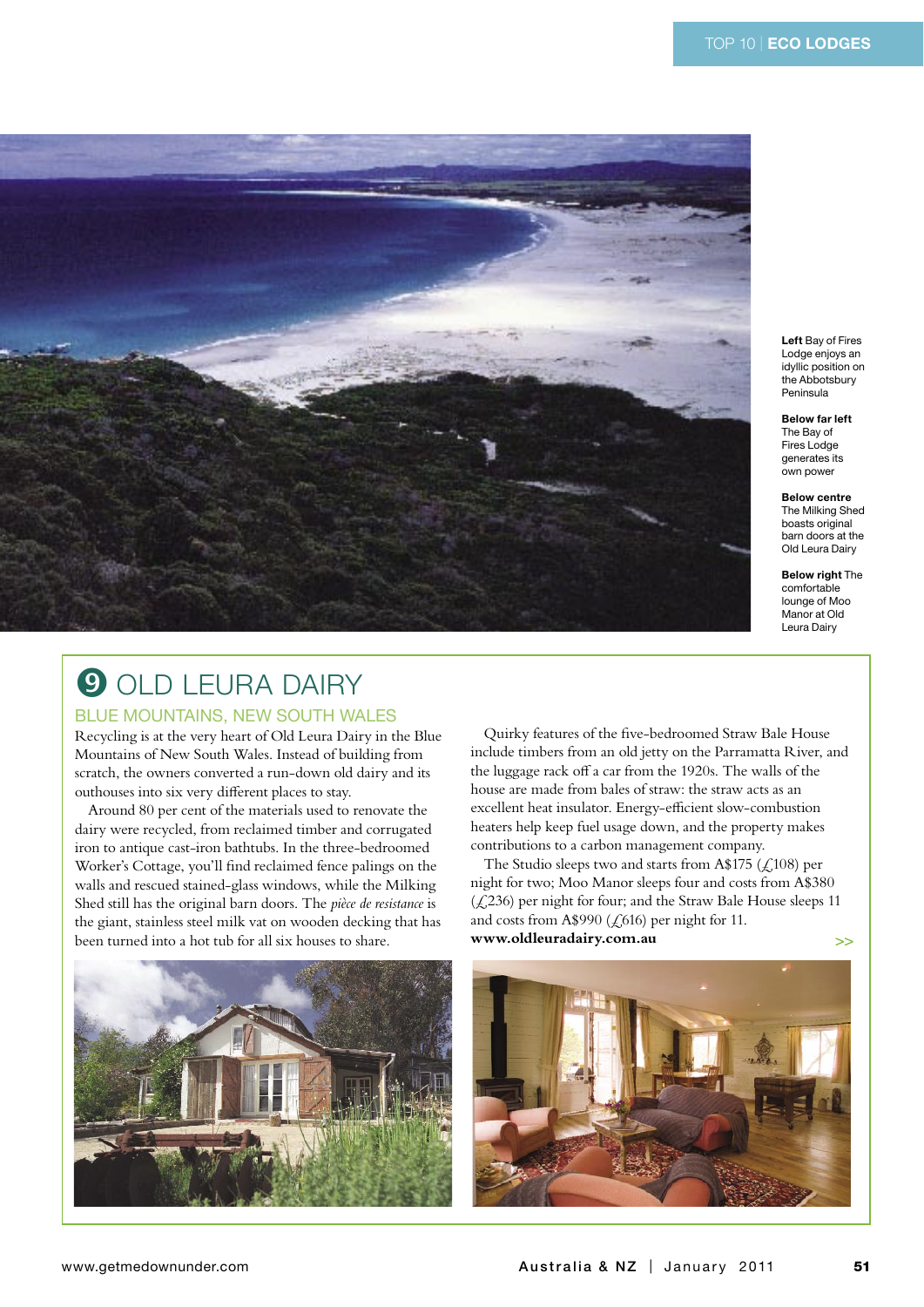**Left** Bay of Fires Lodge enjoys an idyllic position on the Abbotsbury Peninsula

**Below far left** The Bay of Fires Lodge generates its own power

**Below centre** The Milking Shed boasts original barn doors at the Old Leura Dairy

**Below right** The comfortable lounge of Moo Manor at Old Leura Dairy

# 9 OLD LEURA DAIRY

## BLUE MOUNTAINS, NEW SOUTH WALES

Recycling is at the very heart of Old Leura Dairy in the Blue Mountains of New South Wales. Instead of building from scratch, the owners converted a run-down old dairy and its outhouses into six very different places to stay.

Around 80 per cent of the materials used to renovate the dairy were recycled, from reclaimed timber and corrugated iron to antique cast-iron bathtubs. In the three-bedroomed Worker's Cottage, you'll find reclaimed fence palings on the walls and rescued stained-glass windows, while the Milking Shed still has the original barn doors. The *pièce de resistance* is the giant, stainless steel milk vat on wooden decking that has been turned into a hot tub for all six houses to share.

Quirky features of the five-bedroomed Straw Bale House include timbers from an old jetty on the Parramatta River, and the luggage rack off a car from the 1920s. The walls of the house are made from bales of straw: the straw acts as an excellent heat insulator. Energy-efficient slow-combustion heaters help keep fuel usage down, and the property makes contributions to a carbon management company.

The Studio sleeps two and starts from A$175 (£108) per night for two; Moo Manor sleeps four and costs from A$380 (£236) per night for four; and the Straw Bale House sleeps 11 and costs from A$990 (£616) per night for 11.

**www.oldleuradairy.com.au**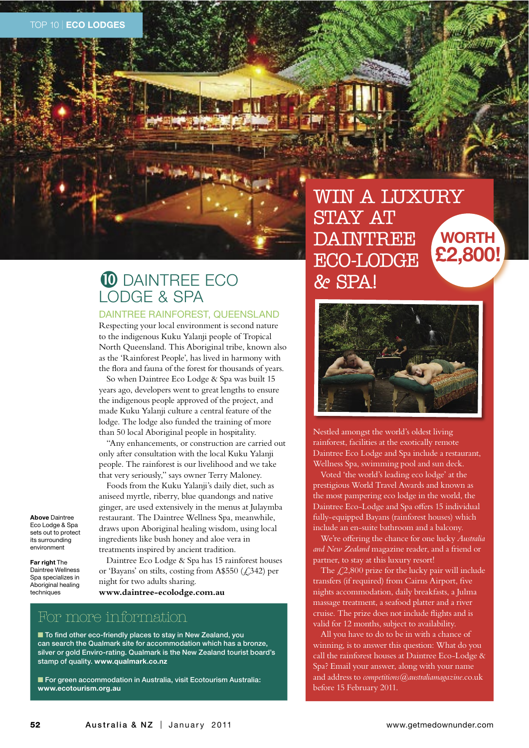TOP 10 | **ECO LODGES**

## ⑩ DAINTREE ECO LODGE & SPA

### DAINTREE RAINFOREST, QUEENSLAND

Respecting your local environment is second nature to the indigenous Kuku Yalanji people of Tropical North Queensland. This Aboriginal tribe, known also as the 'Rainforest People', has lived in harmony with the flora and fauna of the forest for thousands of years.

So when Daintree Eco Lodge & Spa was built 15 years ago, developers went to great lengths to ensure the indigenous people approved of the project, and made Kuku Yalanji culture a central feature of the lodge. The lodge also funded the training of more than 50 local Aboriginal people in hospitality.

"Any enhancements, or construction are carried out only after consultation with the local Kuku Yalanji people. The rainforest is our livelihood and we take that very seriously," says owner Terry Maloney.

Foods from the Kuku Yalanji's daily diet, such as aniseed myrtle, riberry, blue quandongs and native ginger, are used extensively in the menus at Julaymba restaurant. The Daintree Wellness Spa, meanwhile, draws upon Aboriginal healing wisdom, using local ingredients like bush honey and aloe vera in treatments inspired by ancient tradition.

Daintree Eco Lodge & Spa has 15 rainforest houses or 'Bayans' on stilts, costing from A$550 (£342) per night for two adults sharing.

**www.daintree-ecolodge.com.au**

**Above** Daintree Eco Lodge & Spa sets out to protect its surrounding environment

**Far right** The Daintree Wellness Spa specializes in Aboriginal healing techniques

### For more information

- To find other eco-friendly places to stay in New Zealand, you can search the Qualmark site for accommodation which has a bronze, silver or gold Enviro-rating. Qualmark is the New Zealand tourist board's stamp of quality. **www.qualmark.co.nz**
- For green accommodation in Australia, visit Ecotourism Australia: **www.ecotourism.org.au**

## WIN A LUXURY STAY AT DAINTREE ECO-LODGE & SPA!

**WORTH £2,800!**

Nestled amongst the world's oldest living rainforest, facilities at the exotically remote Daintree Eco Lodge and Spa include a restaurant, Wellness Spa, swimming pool and sun deck.

Voted 'the world's leading eco lodge' at the prestigious World Travel Awards and known as the most pampering eco lodge in the world, the Daintree Eco-Lodge and Spa offers 15 individual fully-equipped Bayans (rainforest houses) which include an en-suite bathroom and a balcony.

We're offering the chance for one lucky *Australia and New Zealand* magazine reader, and a friend or partner, to stay at this luxury resort!

The £2,800 prize for the lucky pair will include transfers (if required) from Cairns Airport, five nights accommodation, daily breakfasts, a Julma massage treatment, a seafood platter and a river cruise. The prize does not include flights and is valid for 12 months, subject to availability.

All you have to do to be in with a chance of winning, is to answer this question: What do you call the rainforest houses at Daintree Eco-Lodge & Spa? Email your answer, along with your name and address to *competitions@australiamagazine*.co.uk before 15 February 2011.